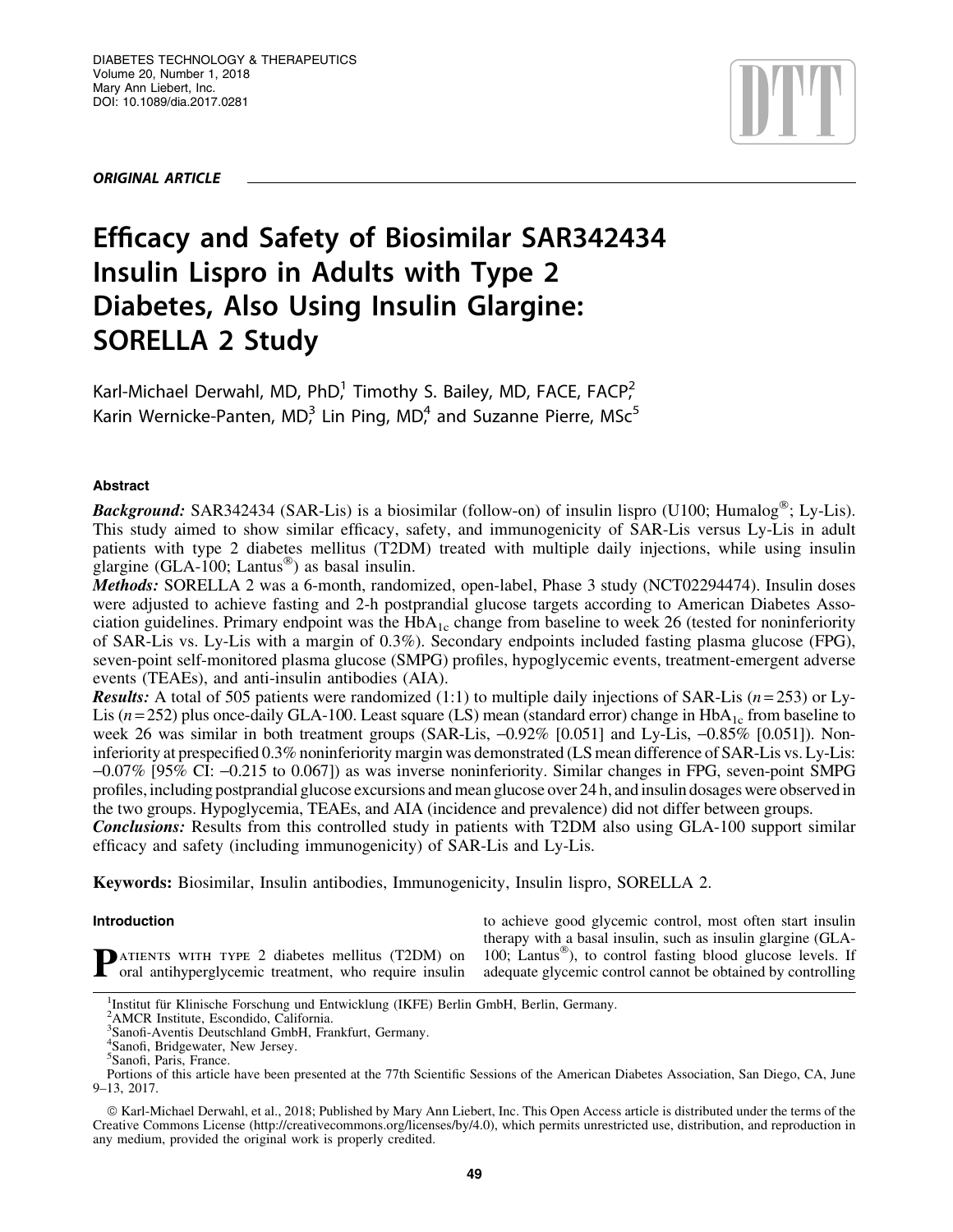ORIGINAL ARTICLE

# Efficacy and Safety of Biosimilar SAR342434 Insulin Lispro in Adults with Type 2 Diabetes, Also Using Insulin Glargine: SORELLA 2 Study

Karl-Michael Derwahl, MD, PhD,[1] Timothy S. Bailey, MD, FACE, FACP,[2] Karin Wernicke-Panten, MD,[3] Lin Ping, MD,[4] and Suzanne Pierre, MSc[5]

## Abstract

***Background:*** SAR342434 (SAR-Lis) is a biosimilar (follow-on) of insulin lispro (U100; Humalog®; Ly-Lis). This study aimed to show similar efficacy, safety, and immunogenicity of SAR-Lis versus Ly-Lis in adult patients with type 2 diabetes mellitus (T2DM) treated with multiple daily injections, while using insulin glargine (GLA-100; Lantus®) as basal insulin.

***Methods:*** SORELLA 2 was a 6-month, randomized, open-label, Phase 3 study (NCT02294474). Insulin doses were adjusted to achieve fasting and 2-h postprandial glucose targets according to American Diabetes Association guidelines. Primary endpoint was the $HbA_{1c}$ change from baseline to week 26 (tested for noninferiority of SAR-Lis vs. Ly-Lis with a margin of 0.3%). Secondary endpoints included fasting plasma glucose (FPG), seven-point self-monitored plasma glucose (SMPG) profiles, hypoglycemic events, treatment-emergent adverse events (TEAEs), and anti-insulin antibodies (AIA).

***Results:*** A total of 505 patients were randomized (1:1) to multiple daily injections of SAR-Lis ($n = 253$) or Ly-Lis ($n = 252$) plus once-daily GLA-100. Least square (LS) mean (standard error) change in $HbA_{1c}$ from baseline to week 26 was similar in both treatment groups (SAR-Lis, –0.92% [0.051] and Ly-Lis, –0.85% [0.051]). Noninferiority at prespecified 0.3% noninferiority margin was demonstrated (LS mean difference of SAR-Lis vs. Ly-Lis: –0.07% [95% CI: –0.215 to 0.067]) as was inverse noninferiority. Similar changes in FPG, seven-point SMPG profiles, including postprandial glucose excursions and mean glucose over 24 h, and insulin dosages were observed in the two groups. Hypoglycemia, TEAEs, and AIA (incidence and prevalence) did not differ between groups.

***Conclusions:*** Results from this controlled study in patients with T2DM also using GLA-100 support similar efficacy and safety (including immunogenicity) of SAR-Lis and Ly-Lis.

**Keywords:** Biosimilar, Insulin antibodies, Immunogenicity, Insulin lispro, SORELLA 2.

## Introduction

Patients with type 2 diabetes mellitus (T2DM) on oral antihyperglycemic treatment, who require insulin to achieve good glycemic control, most often start insulin therapy with a basal insulin, such as insulin glargine (GLA-100; Lantus®), to control fasting blood glucose levels. If adequate glycemic control cannot be obtained by controlling

---

[1]Institut für Klinische Forschung und Entwicklung (IKFE) Berlin GmbH, Berlin, Germany.
[2]AMCR Institute, Escondido, California.
[3]Sanofi-Aventis Deutschland GmbH, Frankfurt, Germany.
[4]Sanofi, Bridgewater, New Jersey.
[5]Sanofi, Paris, France.

Portions of this article have been presented at the 77th Scientific Sessions of the American Diabetes Association, San Diego, CA, June 9–13, 2017.

© Karl-Michael Derwahl, et al., 2018; Published by Mary Ann Liebert, Inc. This Open Access article is distributed under the terms of the Creative Commons License (http://creativecommons.org/licenses/by/4.0), which permits unrestricted use, distribution, and reproduction in any medium, provided the original work is properly credited.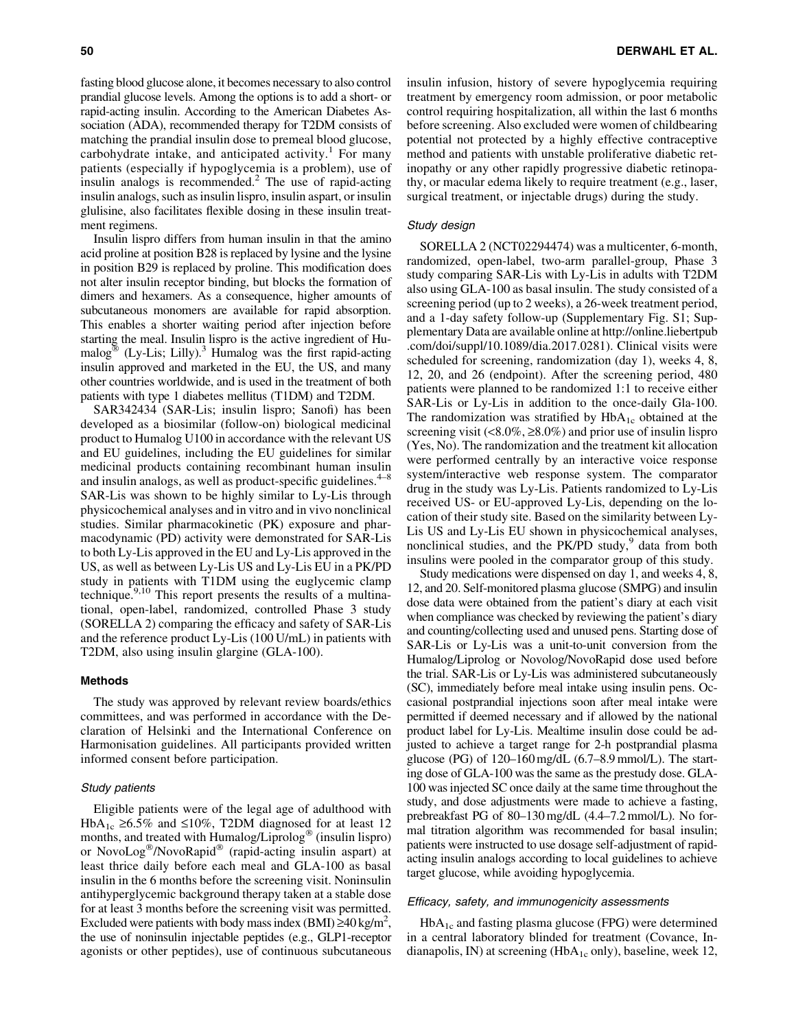fasting blood glucose alone, it becomes necessary to also control prandial glucose levels. Among the options is to add a short- or rapid-acting insulin. According to the American Diabetes Association (ADA), recommended therapy for T2DM consists of matching the prandial insulin dose to premeal blood glucose, carbohydrate intake, and anticipated activity.[1] For many patients (especially if hypoglycemia is a problem), use of insulin analogs is recommended.[2] The use of rapid-acting insulin analogs, such as insulin lispro, insulin aspart, or insulin glulisine, also facilitates flexible dosing in these insulin treatment regimens.

Insulin lispro differs from human insulin in that the amino acid proline at position B28 is replaced by lysine and the lysine in position B29 is replaced by proline. This modification does not alter insulin receptor binding, but blocks the formation of dimers and hexamers. As a consequence, higher amounts of subcutaneous monomers are available for rapid absorption. This enables a shorter waiting period after injection before starting the meal. Insulin lispro is the active ingredient of Humalog® (Ly-Lis; Lilly).[3] Humalog was the first rapid-acting insulin approved and marketed in the EU, the US, and many other countries worldwide, and is used in the treatment of both patients with type 1 diabetes mellitus (T1DM) and T2DM.

SAR342434 (SAR-Lis; insulin lispro; Sanofi) has been developed as a biosimilar (follow-on) biological medicinal product to Humalog U100 in accordance with the relevant US and EU guidelines, including the EU guidelines for similar medicinal products containing recombinant human insulin and insulin analogs, as well as product-specific guidelines.[4–8] SAR-Lis was shown to be highly similar to Ly-Lis through physicochemical analyses and in vitro and in vivo nonclinical studies. Similar pharmacokinetic (PK) exposure and pharmacodynamic (PD) activity were demonstrated for SAR-Lis to both Ly-Lis approved in the EU and Ly-Lis approved in the US, as well as between Ly-Lis US and Ly-Lis EU in a PK/PD study in patients with T1DM using the euglycemic clamp technique.[9,10] This report presents the results of a multinational, open-label, randomized, controlled Phase 3 study (SORELLA 2) comparing the efficacy and safety of SAR-Lis and the reference product Ly-Lis (100 U/mL) in patients with T2DM, also using insulin glargine (GLA-100).

## Methods

The study was approved by relevant review boards/ethics committees, and was performed in accordance with the Declaration of Helsinki and the International Conference on Harmonisation guidelines. All participants provided written informed consent before participation.

### *Study patients*

Eligible patients were of the legal age of adulthood with $HbA_{1c}$ ≥6.5% and ≤10%, T2DM diagnosed for at least 12 months, and treated with Humalog/Liprolog® (insulin lispro) or NovoLog®/NovoRapid® (rapid-acting insulin aspart) at least thrice daily before each meal and GLA-100 as basal insulin in the 6 months before the screening visit. Noninsulin antihyperglycemic background therapy taken at a stable dose for at least 3 months before the screening visit was permitted. Excluded were patients with body mass index (BMI) ≥40 kg/m$^2$, the use of noninsulin injectable peptides (e.g., GLP1-receptor agonists or other peptides), use of continuous subcutaneous insulin infusion, history of severe hypoglycemia requiring treatment by emergency room admission, or poor metabolic control requiring hospitalization, all within the last 6 months before screening. Also excluded were women of childbearing potential not protected by a highly effective contraceptive method and patients with unstable proliferative diabetic retinopathy or any other rapidly progressive diabetic retinopathy, or macular edema likely to require treatment (e.g., laser, surgical treatment, or injectable drugs) during the study.

### *Study design*

SORELLA 2 (NCT02294474) was a multicenter, 6-month, randomized, open-label, two-arm parallel-group, Phase 3 study comparing SAR-Lis with Ly-Lis in adults with T2DM also using GLA-100 as basal insulin. The study consisted of a screening period (up to 2 weeks), a 26-week treatment period, and a 1-day safety follow-up (Supplementary Fig. S1; Supplementary Data are available online at http://online.liebertpub.com/doi/suppl/10.1089/dia.2017.0281). Clinical visits were scheduled for screening, randomization (day 1), weeks 4, 8, 12, 20, and 26 (endpoint). After the screening period, 480 patients were planned to be randomized 1:1 to receive either SAR-Lis or Ly-Lis in addition to the once-daily Gla-100. The randomization was stratified by $HbA_{1c}$ obtained at the screening visit (<8.0%, ≥8.0%) and prior use of insulin lispro (Yes, No). The randomization and the treatment kit allocation were performed centrally by an interactive voice response system/interactive web response system. The comparator drug in the study was Ly-Lis. Patients randomized to Ly-Lis received US- or EU-approved Ly-Lis, depending on the location of their study site. Based on the similarity between Ly-Lis US and Ly-Lis EU shown in physicochemical analyses, nonclinical studies, and the PK/PD study,[9] data from both insulins were pooled in the comparator group of this study.

Study medications were dispensed on day 1, and weeks 4, 8, 12, and 20. Self-monitored plasma glucose (SMPG) and insulin dose data were obtained from the patient's diary at each visit when compliance was checked by reviewing the patient's diary and counting/collecting used and unused pens. Starting dose of SAR-Lis or Ly-Lis was a unit-to-unit conversion from the Humalog/Liprolog or Novolog/NovoRapid dose used before the trial. SAR-Lis or Ly-Lis was administered subcutaneously (SC), immediately before meal intake using insulin pens. Occasional postprandial injections soon after meal intake were permitted if deemed necessary and if allowed by the national product label for Ly-Lis. Mealtime insulin dose could be adjusted to achieve a target range for 2-h postprandial plasma glucose (PG) of 120–160 mg/dL (6.7–8.9 mmol/L). The starting dose of GLA-100 was the same as the prestudy dose. GLA-100 was injected SC once daily at the same time throughout the study, and dose adjustments were made to achieve a fasting, prebreakfast PG of 80–130 mg/dL (4.4–7.2 mmol/L). No formal titration algorithm was recommended for basal insulin; patients were instructed to use dosage self-adjustment of rapid-acting insulin analogs according to local guidelines to achieve target glucose, while avoiding hypoglycemia.

### *Efficacy, safety, and immunogenicity assessments*

$HbA_{1c}$ and fasting plasma glucose (FPG) were determined in a central laboratory blinded for treatment (Covance, Indianapolis, IN) at screening ($HbA_{1c}$ only), baseline, week 12,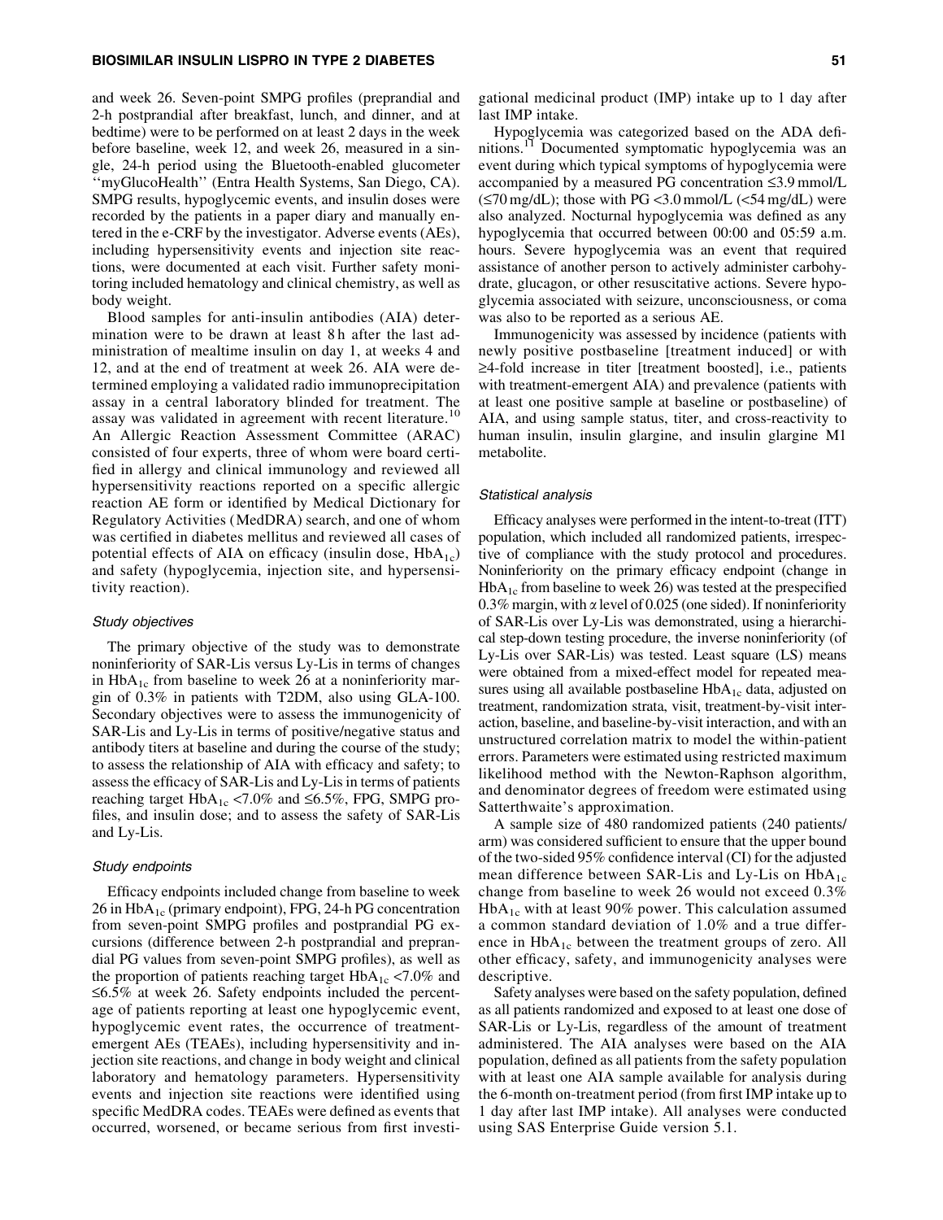and week 26. Seven-point SMPG profiles (preprandial and 2-h postprandial after breakfast, lunch, and dinner, and at bedtime) were to be performed on at least 2 days in the week before baseline, week 12, and week 26, measured in a single, 24-h period using the Bluetooth-enabled glucometer ''myGlucoHealth'' (Entra Health Systems, San Diego, CA). SMPG results, hypoglycemic events, and insulin doses were recorded by the patients in a paper diary and manually entered in the e-CRF by the investigator. Adverse events (AEs), including hypersensitivity events and injection site reactions, were documented at each visit. Further safety monitoring included hematology and clinical chemistry, as well as body weight.

Blood samples for anti-insulin antibodies (AIA) determination were to be drawn at least 8 h after the last administration of mealtime insulin on day 1, at weeks 4 and 12, and at the end of treatment at week 26. AIA were determined employing a validated radio immunoprecipitation assay in a central laboratory blinded for treatment. The assay was validated in agreement with recent literature.[10] An Allergic Reaction Assessment Committee (ARAC) consisted of four experts, three of whom were board certified in allergy and clinical immunology and reviewed all hypersensitivity reactions reported on a specific allergic reaction AE form or identified by Medical Dictionary for Regulatory Activities (MedDRA) search, and one of whom was certified in diabetes mellitus and reviewed all cases of potential effects of AIA on efficacy (insulin dose, $HbA_{1c}$) and safety (hypoglycemia, injection site, and hypersensitivity reaction).

### *Study objectives*

The primary objective of the study was to demonstrate noninferiority of SAR-Lis versus Ly-Lis in terms of changes in $HbA_{1c}$ from baseline to week 26 at a noninferiority margin of 0.3% in patients with T2DM, also using GLA-100. Secondary objectives were to assess the immunogenicity of SAR-Lis and Ly-Lis in terms of positive/negative status and antibody titers at baseline and during the course of the study; to assess the relationship of AIA with efficacy and safety; to assess the efficacy of SAR-Lis and Ly-Lis in terms of patients reaching target $HbA_{1c}$ <7.0% and ≤6.5%, FPG, SMPG profiles, and insulin dose; and to assess the safety of SAR-Lis and Ly-Lis.

### *Study endpoints*

Efficacy endpoints included change from baseline to week 26 in $HbA_{1c}$ (primary endpoint), FPG, 24-h PG concentration from seven-point SMPG profiles and postprandial PG excursions (difference between 2-h postprandial and preprandial PG values from seven-point SMPG profiles), as well as the proportion of patients reaching target $HbA_{1c}$ <7.0% and ≤6.5% at week 26. Safety endpoints included the percentage of patients reporting at least one hypoglycemic event, hypoglycemic event rates, the occurrence of treatment-emergent AEs (TEAEs), including hypersensitivity and injection site reactions, and change in body weight and clinical laboratory and hematology parameters. Hypersensitivity events and injection site reactions were identified using specific MedDRA codes. TEAEs were defined as events that occurred, worsened, or became serious from first investigational medicinal product (IMP) intake up to 1 day after last IMP intake.

Hypoglycemia was categorized based on the ADA definitions.[11] Documented symptomatic hypoglycemia was an event during which typical symptoms of hypoglycemia were accompanied by a measured PG concentration ≤3.9 mmol/L (≤70 mg/dL); those with PG <3.0 mmol/L (<54 mg/dL) were also analyzed. Nocturnal hypoglycemia was defined as any hypoglycemia that occurred between 00:00 and 05:59 a.m. hours. Severe hypoglycemia was an event that required assistance of another person to actively administer carbohydrate, glucagon, or other resuscitative actions. Severe hypoglycemia associated with seizure, unconsciousness, or coma was also to be reported as a serious AE.

Immunogenicity was assessed by incidence (patients with newly positive postbaseline [treatment induced] or with ≥4-fold increase in titer [treatment boosted], i.e., patients with treatment-emergent AIA) and prevalence (patients with at least one positive sample at baseline or postbaseline) of AIA, and using sample status, titer, and cross-reactivity to human insulin, insulin glargine, and insulin glargine M1 metabolite.

### *Statistical analysis*

Efficacy analyses were performed in the intent-to-treat (ITT) population, which included all randomized patients, irrespective of compliance with the study protocol and procedures. Noninferiority on the primary efficacy endpoint (change in $HbA_{1c}$ from baseline to week 26) was tested at the prespecified 0.3% margin, with $\alpha$ level of 0.025 (one sided). If noninferiority of SAR-Lis over Ly-Lis was demonstrated, using a hierarchical step-down testing procedure, the inverse noninferiority (of Ly-Lis over SAR-Lis) was tested. Least square (LS) means were obtained from a mixed-effect model for repeated measures using all available postbaseline $HbA_{1c}$ data, adjusted on treatment, randomization strata, visit, treatment-by-visit interaction, baseline, and baseline-by-visit interaction, and with an unstructured correlation matrix to model the within-patient errors. Parameters were estimated using restricted maximum likelihood method with the Newton-Raphson algorithm, and denominator degrees of freedom were estimated using Satterthwaite's approximation.

A sample size of 480 randomized patients (240 patients/arm) was considered sufficient to ensure that the upper bound of the two-sided 95% confidence interval (CI) for the adjusted mean difference between SAR-Lis and Ly-Lis on $HbA_{1c}$ change from baseline to week 26 would not exceed 0.3% $HbA_{1c}$ with at least 90% power. This calculation assumed a common standard deviation of 1.0% and a true difference in $HbA_{1c}$ between the treatment groups of zero. All other efficacy, safety, and immunogenicity analyses were descriptive.

Safety analyses were based on the safety population, defined as all patients randomized and exposed to at least one dose of SAR-Lis or Ly-Lis, regardless of the amount of treatment administered. The AIA analyses were based on the AIA population, defined as all patients from the safety population with at least one AIA sample available for analysis during the 6-month on-treatment period (from first IMP intake up to 1 day after last IMP intake). All analyses were conducted using SAS Enterprise Guide version 5.1.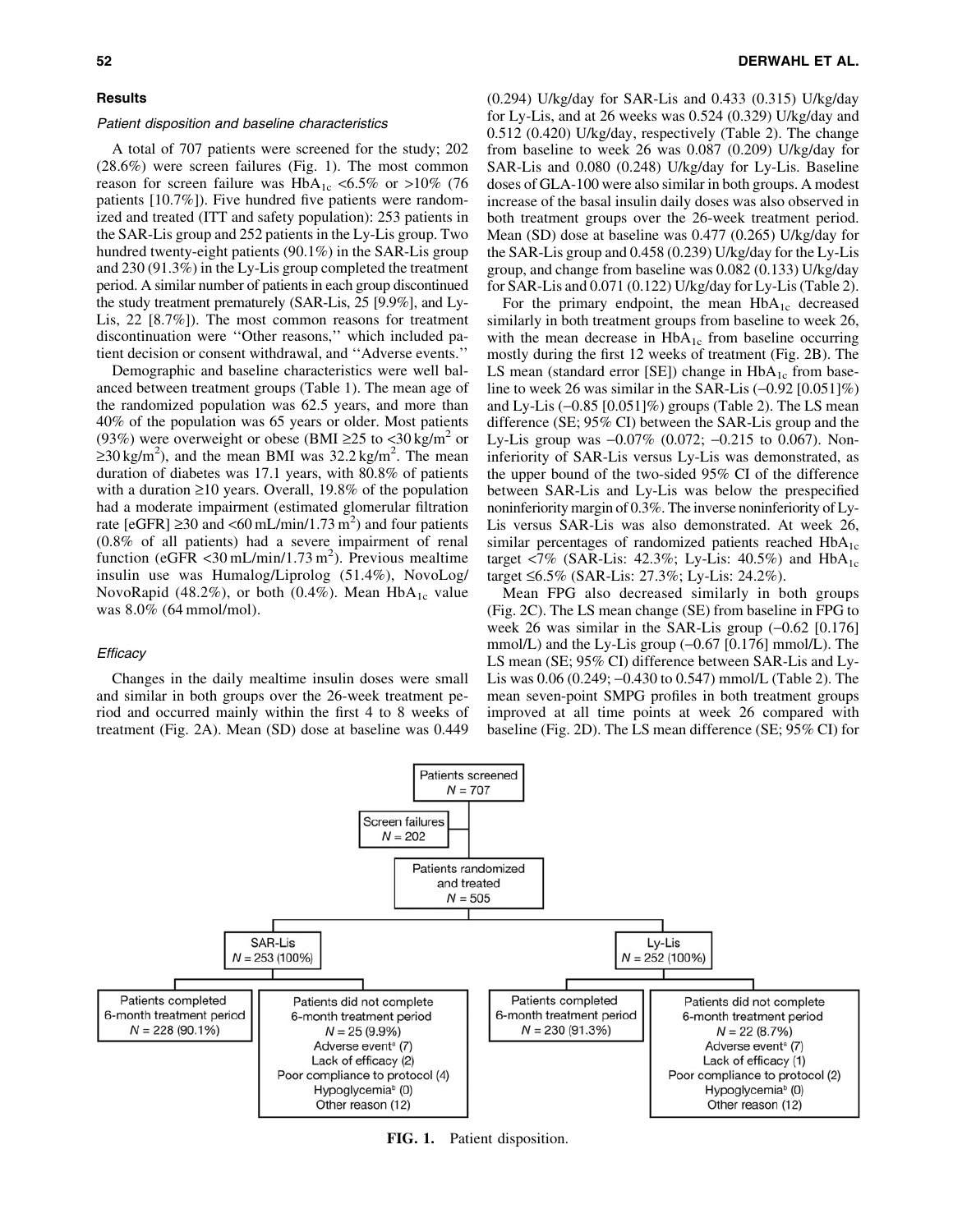## Results

### *Patient disposition and baseline characteristics*

A total of 707 patients were screened for the study; 202 (28.6%) were screen failures (Fig. 1). The most common reason for screen failure was $HbA_{1c}$ <6.5% or >10% (76 patients [10.7%]). Five hundred five patients were randomized and treated (ITT and safety population): 253 patients in the SAR-Lis group and 252 patients in the Ly-Lis group. Two hundred twenty-eight patients (90.1%) in the SAR-Lis group and 230 (91.3%) in the Ly-Lis group completed the treatment period. A similar number of patients in each group discontinued the study treatment prematurely (SAR-Lis, 25 [9.9%], and Ly-Lis, 22 [8.7%]). The most common reasons for treatment discontinuation were ''Other reasons,'' which included patient decision or consent withdrawal, and ''Adverse events.''

Demographic and baseline characteristics were well balanced between treatment groups (Table 1). The mean age of the randomized population was 62.5 years, and more than 40% of the population was 65 years or older. Most patients (93%) were overweight or obese (BMI ≥25 to <30 kg/m$^2$ or ≥30 kg/m$^2$), and the mean BMI was 32.2 kg/m$^2$. The mean duration of diabetes was 17.1 years, with 80.8% of patients with a duration ≥10 years. Overall, 19.8% of the population had a moderate impairment (estimated glomerular filtration rate [eGFR] ≥30 and <60 mL/min/1.73 m$^2$) and four patients (0.8% of all patients) had a severe impairment of renal function (eGFR <30 mL/min/1.73 m$^2$). Previous mealtime insulin use was Humalog/Liprolog (51.4%), NovoLog/NovoRapid (48.2%), or both (0.4%). Mean $HbA_{1c}$ value was 8.0% (64 mmol/mol).

### *Efficacy*

Changes in the daily mealtime insulin doses were small and similar in both groups over the 26-week treatment period and occurred mainly within the first 4 to 8 weeks of treatment (Fig. 2A). Mean (SD) dose at baseline was 0.449 (0.294) U/kg/day for SAR-Lis and 0.433 (0.315) U/kg/day for Ly-Lis, and at 26 weeks was 0.524 (0.329) U/kg/day and 0.512 (0.420) U/kg/day, respectively (Table 2). The change from baseline to week 26 was 0.087 (0.209) U/kg/day for SAR-Lis and 0.080 (0.248) U/kg/day for Ly-Lis. Baseline doses of GLA-100 were also similar in both groups. A modest increase of the basal insulin daily doses was also observed in both treatment groups over the 26-week treatment period. Mean (SD) dose at baseline was 0.477 (0.265) U/kg/day for the SAR-Lis group and 0.458 (0.239) U/kg/day for the Ly-Lis group, and change from baseline was 0.082 (0.133) U/kg/day for SAR-Lis and 0.071 (0.122) U/kg/day for Ly-Lis (Table 2).

For the primary endpoint, the mean $HbA_{1c}$ decreased similarly in both treatment groups from baseline to week 26, with the mean decrease in $HbA_{1c}$ from baseline occurring mostly during the first 12 weeks of treatment (Fig. 2B). The LS mean (standard error [SE]) change in $HbA_{1c}$ from baseline to week 26 was similar in the SAR-Lis (–0.92 [0.051]%) and Ly-Lis (–0.85 [0.051]%) groups (Table 2). The LS mean difference (SE; 95% CI) between the SAR-Lis group and the Ly-Lis group was –0.07% (0.072; –0.215 to 0.067). Noninferiority of SAR-Lis versus Ly-Lis was demonstrated, as the upper bound of the two-sided 95% CI of the difference between SAR-Lis and Ly-Lis was below the prespecified noninferiority margin of 0.3%. The inverse noninferiority of Ly-Lis versus SAR-Lis was also demonstrated. At week 26, similar percentages of randomized patients reached $HbA_{1c}$ target <7% (SAR-Lis: 42.3%; Ly-Lis: 40.5%) and $HbA_{1c}$ target ≤6.5% (SAR-Lis: 27.3%; Ly-Lis: 24.2%).

Mean FPG also decreased similarly in both groups (Fig. 2C). The LS mean change (SE) from baseline in FPG to week 26 was similar in the SAR-Lis group (–0.62 [0.176] mmol/L) and the Ly-Lis group (–0.67 [0.176] mmol/L). The LS mean (SE; 95% CI) difference between SAR-Lis and Ly-Lis was 0.06 (0.249; –0.430 to 0.547) mmol/L (Table 2). The mean seven-point SMPG profiles in both treatment groups improved at all time points at week 26 compared with baseline (Fig. 2D). The LS mean difference (SE; 95% CI) for

Patients screened
N = 707

Screen failures
N = 202

Patients randomized and treated
N = 505

| SAR-Lis N = 253 (100%) | | Ly-Lis N = 252 (100%) | |
|---|---|---|---|
| Patients completed 6-month treatment period N = 228 (90.1%) | Patients did not complete 6-month treatment period N = 25 (9.9%) | Patients completed 6-month treatment period N = 230 (91.3%) | Patients did not complete 6-month treatment period N = 22 (8.7%) |
| | Adverse event[a] (7) | | Adverse event[a] (7) |
| | Lack of efficacy (2) | | Lack of efficacy (1) |
| | Poor compliance to protocol (4) | | Poor compliance to protocol (2) |
| | Hypoglycemia[b] (0) | | Hypoglycemia[b] (0) |
| | Other reason (12) | | Other reason (12) |

**FIG. 1.** Patient disposition.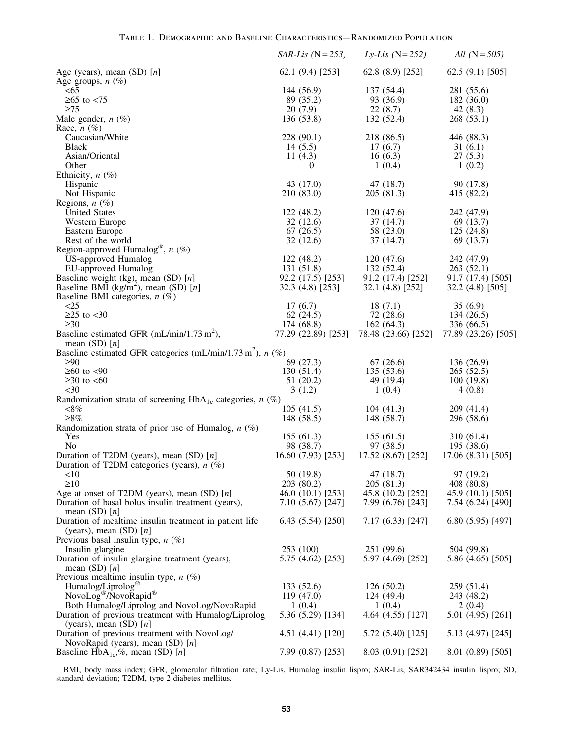Table 1. Demographic and Baseline Characteristics—Randomized Population

| | *SAR-Lis (N = 253)* | *Ly-Lis (N = 252)* | *All (N = 505)* |
|---|---|---|---|
| Age (years), mean (SD) [*n*] | 62.1 (9.4) [253] | 62.8 (8.9) [252] | 62.5 (9.1) [505] |
| Age groups, *n* (%) | | | |
| <65 | 144 (56.9) | 137 (54.4) | 281 (55.6) |
| ≥65 to <75 | 89 (35.2) | 93 (36.9) | 182 (36.0) |
| ≥75 | 20 (7.9) | 22 (8.7) | 42 (8.3) |
| Male gender, *n* (%) | 136 (53.8) | 132 (52.4) | 268 (53.1) |
| Race, *n* (%) | | | |
| Caucasian/White | 228 (90.1) | 218 (86.5) | 446 (88.3) |
| Black | 14 (5.5) | 17 (6.7) | 31 (6.1) |
| Asian/Oriental | 11 (4.3) | 16 (6.3) | 27 (5.3) |
| Other | 0 | 1 (0.4) | 1 (0.2) |
| Ethnicity, *n* (%) | | | |
| Hispanic | 43 (17.0) | 47 (18.7) | 90 (17.8) |
| Not Hispanic | 210 (83.0) | 205 (81.3) | 415 (82.2) |
| Regions, *n* (%) | | | |
| United States | 122 (48.2) | 120 (47.6) | 242 (47.9) |
| Western Europe | 32 (12.6) | 37 (14.7) | 69 (13.7) |
| Eastern Europe | 67 (26.5) | 58 (23.0) | 125 (24.8) |
| Rest of the world | 32 (12.6) | 37 (14.7) | 69 (13.7) |
| Region-approved Humalog®, *n* (%) | | | |
| US-approved Humalog | 122 (48.2) | 120 (47.6) | 242 (47.9) |
| EU-approved Humalog | 131 (51.8) | 132 (52.4) | 263 (52.1) |
| Baseline weight (kg), mean (SD) [*n*] | 92.2 (17.5) [253] | 91.2 (17.4) [252] | 91.7 (17.4) [505] |
| Baseline BMI ($kg/m^2$), mean (SD) [*n*] | 32.3 (4.8) [253] | 32.1 (4.8) [252] | 32.2 (4.8) [505] |
| Baseline BMI categories, *n* (%) | | | |
| <25 | 17 (6.7) | 18 (7.1) | 35 (6.9) |
| ≥25 to <30 | 62 (24.5) | 72 (28.6) | 134 (26.5) |
| ≥30 | 174 (68.8) | 162 (64.3) | 336 (66.5) |
| Baseline estimated GFR ($mL/min/1.73\,m^2$), mean (SD) [*n*] | 77.29 (22.89) [253] | 78.48 (23.66) [252] | 77.89 (23.26) [505] |
| Baseline estimated GFR categories ($mL/min/1.73\,m^2$), *n* (%) | | | |
| ≥90 | 69 (27.3) | 67 (26.6) | 136 (26.9) |
| ≥60 to <90 | 130 (51.4) | 135 (53.6) | 265 (52.5) |
| ≥30 to <60 | 51 (20.2) | 49 (19.4) | 100 (19.8) |
| <30 | 3 (1.2) | 1 (0.4) | 4 (0.8) |
| Randomization strata of screening $HbA_{1c}$ categories, *n* (%) | | | |
| <8% | 105 (41.5) | 104 (41.3) | 209 (41.4) |
| ≥8% | 148 (58.5) | 148 (58.7) | 296 (58.6) |
| Randomization strata of prior use of Humalog, *n* (%) | | | |
| Yes | 155 (61.3) | 155 (61.5) | 310 (61.4) |
| No | 98 (38.7) | 97 (38.5) | 195 (38.6) |
| Duration of T2DM (years), mean (SD) [*n*] | 16.60 (7.93) [253] | 17.52 (8.67) [252] | 17.06 (8.31) [505] |
| Duration of T2DM categories (years), *n* (%) | | | |
| <10 | 50 (19.8) | 47 (18.7) | 97 (19.2) |
| ≥10 | 203 (80.2) | 205 (81.3) | 408 (80.8) |
| Age at onset of T2DM (years), mean (SD) [*n*] | 46.0 (10.1) [253] | 45.8 (10.2) [252] | 45.9 (10.1) [505] |
| Duration of basal bolus insulin treatment (years), mean (SD) [*n*] | 7.10 (5.67) [247] | 7.99 (6.76) [243] | 7.54 (6.24) [490] |
| Duration of mealtime insulin treatment in patient life (years), mean (SD) [*n*] | 6.43 (5.54) [250] | 7.17 (6.33) [247] | 6.80 (5.95) [497] |
| Previous basal insulin type, *n* (%) | | | |
| Insulin glargine | 253 (100) | 251 (99.6) | 504 (99.8) |
| Duration of insulin glargine treatment (years), mean (SD) [*n*] | 5.75 (4.62) [253] | 5.97 (4.69) [252] | 5.86 (4.65) [505] |
| Previous mealtime insulin type, *n* (%) | | | |
| Humalog/Liprolog® | 133 (52.6) | 126 (50.2) | 259 (51.4) |
| NovoLog®/NovoRapid® | 119 (47.0) | 124 (49.4) | 243 (48.2) |
| Both Humalog/Liprolog and NovoLog/NovoRapid | 1 (0.4) | 1 (0.4) | 2 (0.4) |
| Duration of previous treatment with Humalog/Liprolog (years), mean (SD) [*n*] | 5.36 (5.29) [134] | 4.64 (4.55) [127] | 5.01 (4.95) [261] |
| Duration of previous treatment with NovoLog/NovoRapid (years), mean (SD) [*n*] | 4.51 (4.41) [120] | 5.72 (5.40) [125] | 5.13 (4.97) [245] |
| Baseline $HbA_{1c}$,%, mean (SD) [*n*] | 7.99 (0.87) [253] | 8.03 (0.91) [252] | 8.01 (0.89) [505] |

BMI, body mass index; GFR, glomerular filtration rate; Ly-Lis, Humalog insulin lispro; SAR-Lis, SAR342434 insulin lispro; SD, standard deviation; T2DM, type 2 diabetes mellitus.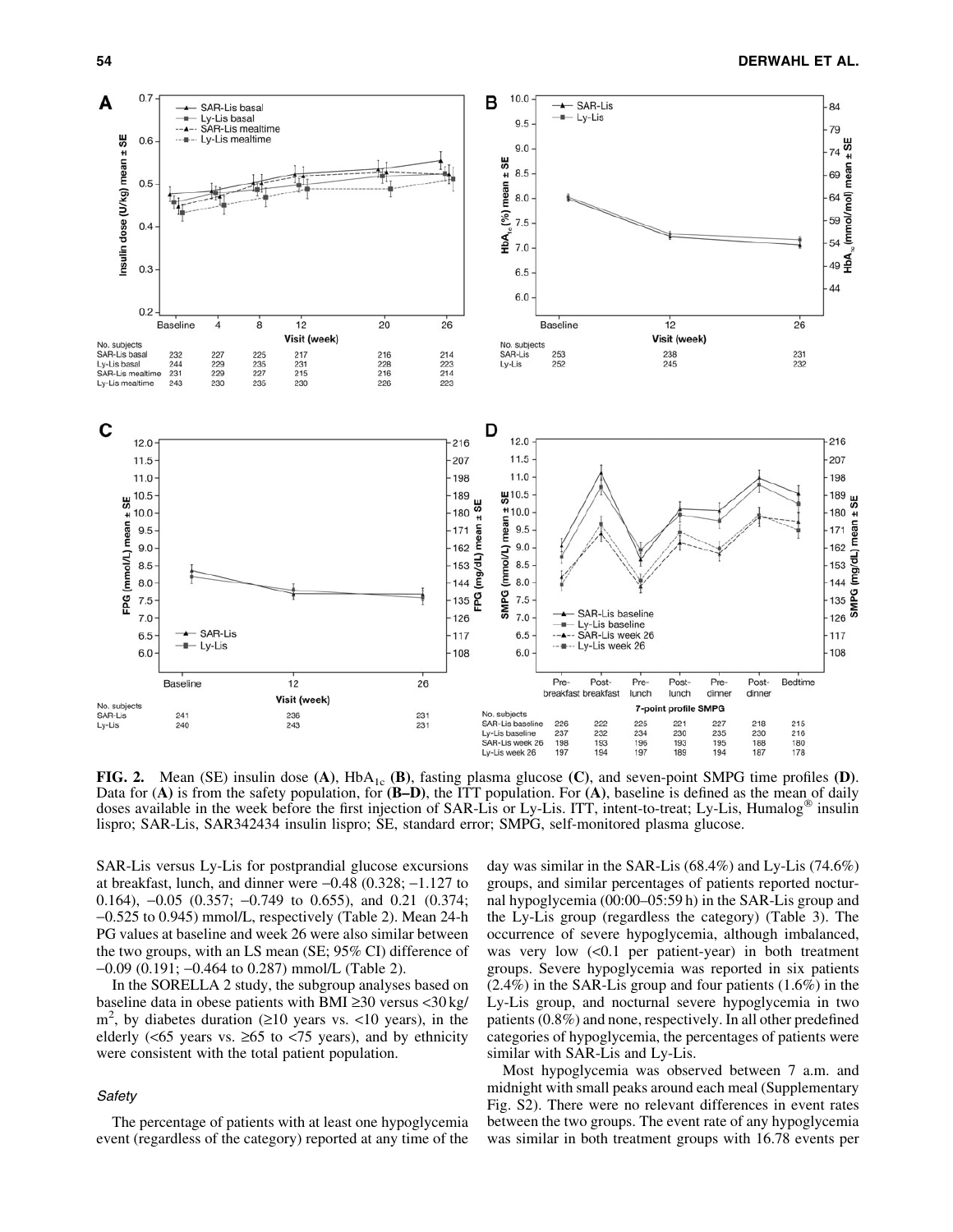**FIG. 2.** Mean (SE) insulin dose **(A)**, $HbA_{1c}$ **(B)**, fasting plasma glucose **(C)**, and seven-point SMPG time profiles **(D)**. Data for **(A)** is from the safety population, for **(B–D)**, the ITT population. For **(A)**, baseline is defined as the mean of daily doses available in the week before the first injection of SAR-Lis or Ly-Lis. ITT, intent-to-treat; Ly-Lis, Humalog® insulin lispro; SAR-Lis, SAR342434 insulin lispro; SE, standard error; SMPG, self-monitored plasma glucose.

SAR-Lis versus Ly-Lis for postprandial glucose excursions at breakfast, lunch, and dinner were −0.48 (0.328; −1.127 to 0.164), −0.05 (0.357; −0.749 to 0.655), and 0.21 (0.374; −0.525 to 0.945) mmol/L, respectively (Table 2). Mean 24-h PG values at baseline and week 26 were also similar between the two groups, with an LS mean (SE; 95% CI) difference of −0.09 (0.191; −0.464 to 0.287) mmol/L (Table 2).

In the SORELLA 2 study, the subgroup analyses based on baseline data in obese patients with BMI ≥30 versus <30 kg/$m^2$, by diabetes duration (≥10 years vs. <10 years), in the elderly (<65 years vs. ≥65 to <75 years), and by ethnicity were consistent with the total patient population.

### *Safety*

The percentage of patients with at least one hypoglycemia event (regardless of the category) reported at any time of the day was similar in the SAR-Lis (68.4%) and Ly-Lis (74.6%) groups, and similar percentages of patients reported nocturnal hypoglycemia (00:00–05:59 h) in the SAR-Lis group and the Ly-Lis group (regardless the category) (Table 3). The occurrence of severe hypoglycemia, although imbalanced, was very low (<0.1 per patient-year) in both treatment groups. Severe hypoglycemia was reported in six patients (2.4%) in the SAR-Lis group and four patients (1.6%) in the Ly-Lis group, and nocturnal severe hypoglycemia in two patients (0.8%) and none, respectively. In all other predefined categories of hypoglycemia, the percentages of patients were similar with SAR-Lis and Ly-Lis.

Most hypoglycemia was observed between 7 a.m. and midnight with small peaks around each meal (Supplementary Fig. S2). There were no relevant differences in event rates between the two groups. The event rate of any hypoglycemia was similar in both treatment groups with 16.78 events per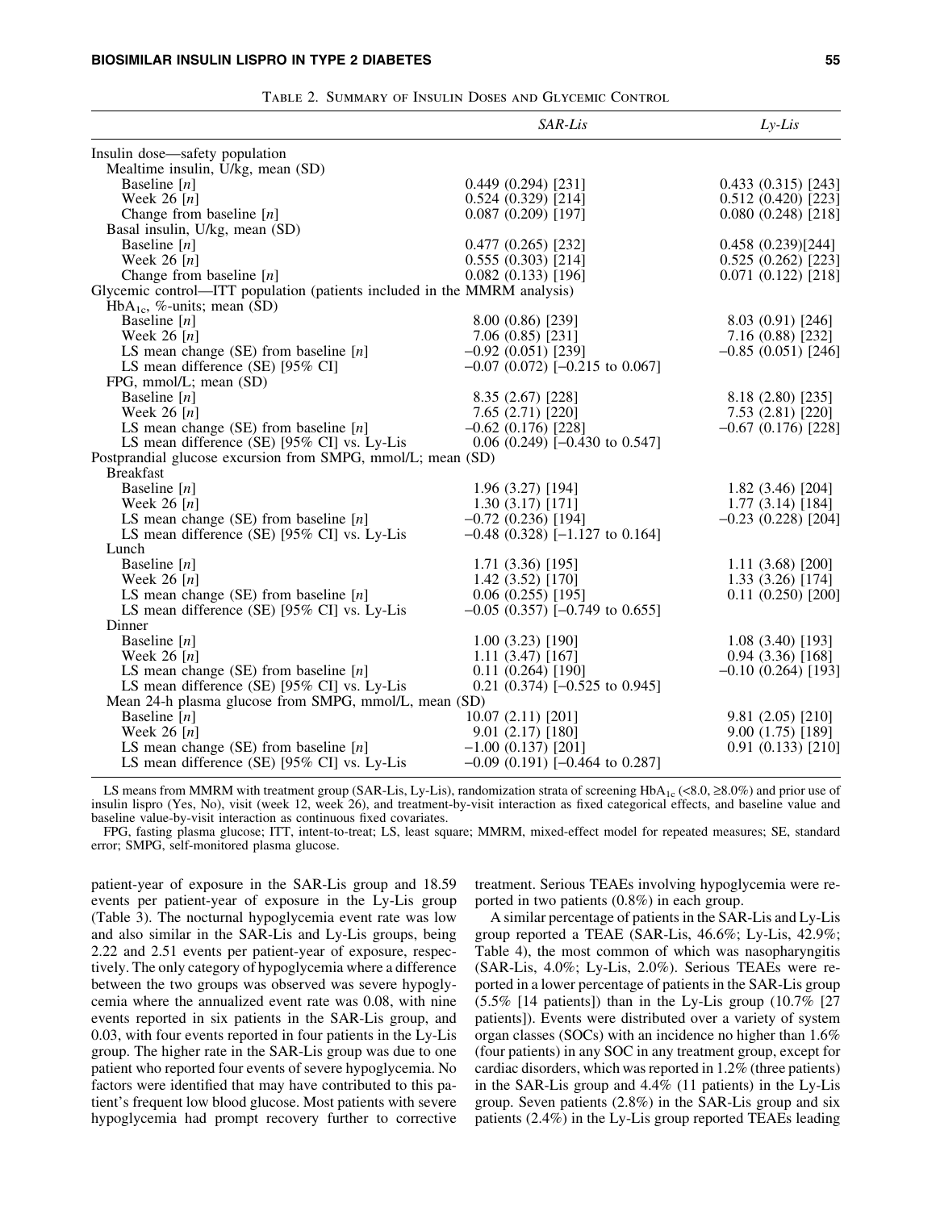Table 2. Summary of Insulin Doses and Glycemic Control

| | *SAR-Lis* | *Ly-Lis* |
|---|---|---|
| Insulin dose—safety population | | |
| Mealtime insulin, U/kg, mean (SD) | | |
| Baseline [*n*] | 0.449 (0.294) [231] | 0.433 (0.315) [243] |
| Week 26 [*n*] | 0.524 (0.329) [214] | 0.512 (0.420) [223] |
| Change from baseline [*n*] | 0.087 (0.209) [197] | 0.080 (0.248) [218] |
| Basal insulin, U/kg, mean (SD) | | |
| Baseline [*n*] | 0.477 (0.265) [232] | 0.458 (0.239)[244] |
| Week 26 [*n*] | 0.555 (0.303) [214] | 0.525 (0.262) [223] |
| Change from baseline [*n*] | 0.082 (0.133) [196] | 0.071 (0.122) [218] |
| Glycemic control—ITT population (patients included in the MMRM analysis) | | |
| $HbA_{1c}$, %-units; mean (SD) | | |
| Baseline [*n*] | 8.00 (0.86) [239] | 8.03 (0.91) [246] |
| Week 26 [*n*] | 7.06 (0.85) [231] | 7.16 (0.88) [232] |
| LS mean change (SE) from baseline [*n*] | −0.92 (0.051) [239] | −0.85 (0.051) [246] |
| LS mean difference (SE) [95% CI] | −0.07 (0.072) [−0.215 to 0.067] | |
| FPG, mmol/L; mean (SD) | | |
| Baseline [*n*] | 8.35 (2.67) [228] | 8.18 (2.80) [235] |
| Week 26 [*n*] | 7.65 (2.71) [220] | 7.53 (2.81) [220] |
| LS mean change (SE) from baseline [*n*] | −0.62 (0.176) [228] | −0.67 (0.176) [228] |
| LS mean difference (SE) [95% CI] vs. Ly-Lis | 0.06 (0.249) [−0.430 to 0.547] | |
| Postprandial glucose excursion from SMPG, mmol/L; mean (SD) | | |
| Breakfast | | |
| Baseline [*n*] | 1.96 (3.27) [194] | 1.82 (3.46) [204] |
| Week 26 [*n*] | 1.30 (3.17) [171] | 1.77 (3.14) [184] |
| LS mean change (SE) from baseline [*n*] | −0.72 (0.236) [194] | −0.23 (0.228) [204] |
| LS mean difference (SE) [95% CI] vs. Ly-Lis | −0.48 (0.328) [−1.127 to 0.164] | |
| Lunch | | |
| Baseline [*n*] | 1.71 (3.36) [195] | 1.11 (3.68) [200] |
| Week 26 [*n*] | 1.42 (3.52) [170] | 1.33 (3.26) [174] |
| LS mean change (SE) from baseline [*n*] | 0.06 (0.255) [195] | 0.11 (0.250) [200] |
| LS mean difference (SE) [95% CI] vs. Ly-Lis | −0.05 (0.357) [−0.749 to 0.655] | |
| Dinner | | |
| Baseline [*n*] | 1.00 (3.23) [190] | 1.08 (3.40) [193] |
| Week 26 [*n*] | 1.11 (3.47) [167] | 0.94 (3.36) [168] |
| LS mean change (SE) from baseline [*n*] | 0.11 (0.264) [190] | −0.10 (0.264) [193] |
| LS mean difference (SE) [95% CI] vs. Ly-Lis | 0.21 (0.374) [−0.525 to 0.945] | |
| Mean 24-h plasma glucose from SMPG, mmol/L, mean (SD) | | |
| Baseline [*n*] | 10.07 (2.11) [201] | 9.81 (2.05) [210] |
| Week 26 [*n*] | 9.01 (2.17) [180] | 9.00 (1.75) [189] |
| LS mean change (SE) from baseline [*n*] | −1.00 (0.137) [201] | 0.91 (0.133) [210] |
| LS mean difference (SE) [95% CI] vs. Ly-Lis | −0.09 (0.191) [−0.464 to 0.287] | |

LS means from MMRM with treatment group (SAR-Lis, Ly-Lis), randomization strata of screening $HbA_{1c}$ (<8.0, ≥8.0%) and prior use of insulin lispro (Yes, No), visit (week 12, week 26), and treatment-by-visit interaction as fixed categorical effects, and baseline value and baseline value-by-visit interaction as continuous fixed covariates.

FPG, fasting plasma glucose; ITT, intent-to-treat; LS, least square; MMRM, mixed-effect model for repeated measures; SE, standard error; SMPG, self-monitored plasma glucose.

patient-year of exposure in the SAR-Lis group and 18.59 events per patient-year of exposure in the Ly-Lis group (Table 3). The nocturnal hypoglycemia event rate was low and also similar in the SAR-Lis and Ly-Lis groups, being 2.22 and 2.51 events per patient-year of exposure, respectively. The only category of hypoglycemia where a difference between the two groups was observed was severe hypoglycemia where the annualized event rate was 0.08, with nine events reported in six patients in the SAR-Lis group, and 0.03, with four events reported in four patients in the Ly-Lis group. The higher rate in the SAR-Lis group was due to one patient who reported four events of severe hypoglycemia. No factors were identified that may have contributed to this patient's frequent low blood glucose. Most patients with severe hypoglycemia had prompt recovery further to corrective treatment. Serious TEAEs involving hypoglycemia were reported in two patients (0.8%) in each group.

A similar percentage of patients in the SAR-Lis and Ly-Lis group reported a TEAE (SAR-Lis, 46.6%; Ly-Lis, 42.9%; Table 4), the most common of which was nasopharyngitis (SAR-Lis, 4.0%; Ly-Lis, 2.0%). Serious TEAEs were reported in a lower percentage of patients in the SAR-Lis group (5.5% [14 patients]) than in the Ly-Lis group (10.7% [27 patients]). Events were distributed over a variety of system organ classes (SOCs) with an incidence no higher than 1.6% (four patients) in any SOC in any treatment group, except for cardiac disorders, which was reported in 1.2% (three patients) in the SAR-Lis group and 4.4% (11 patients) in the Ly-Lis group. Seven patients (2.8%) in the SAR-Lis group and six patients (2.4%) in the Ly-Lis group reported TEAEs leading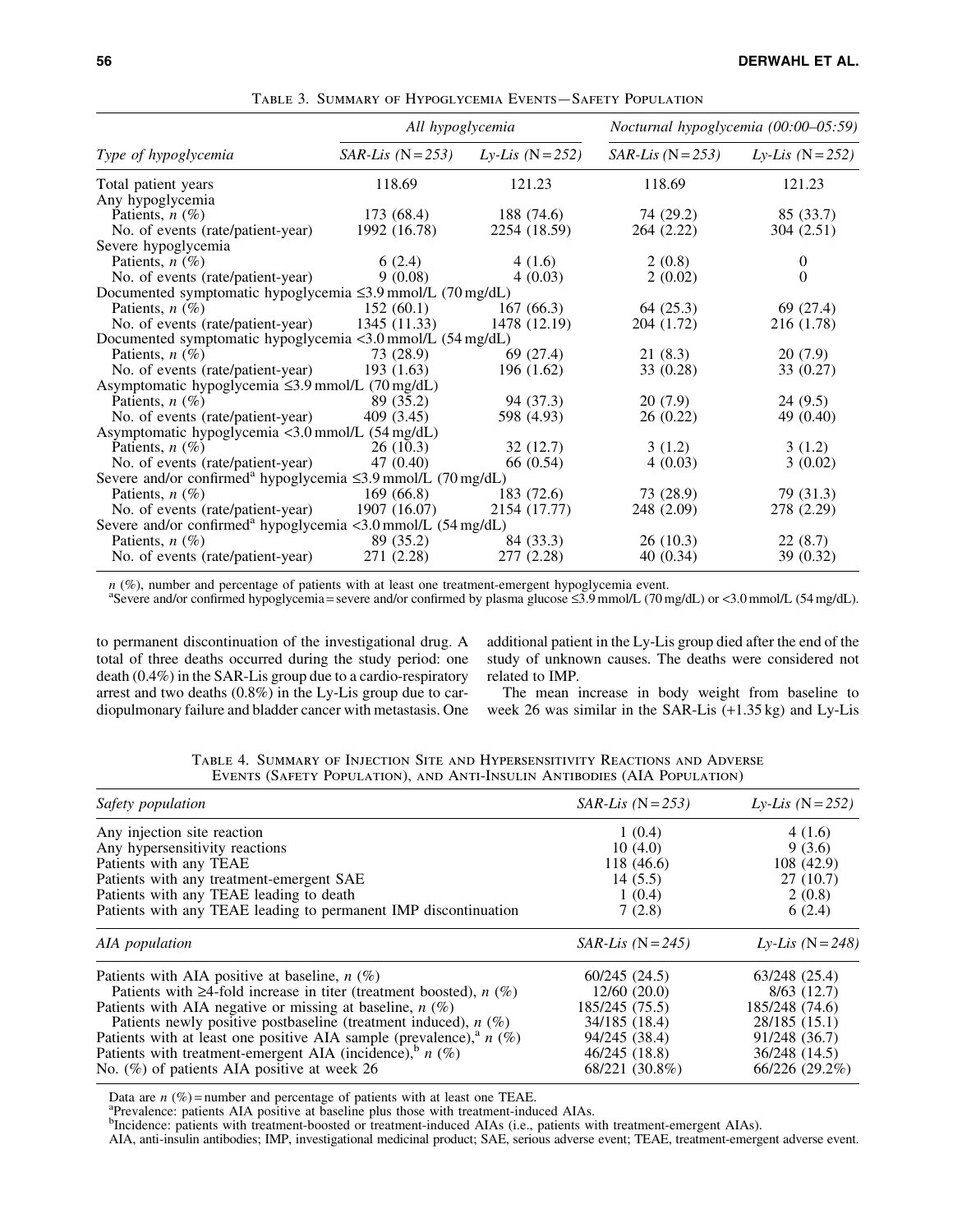Table 3. Summary of Hypoglycemia Events—Safety Population

| Type of hypoglycemia | *All hypoglycemia* | | *Nocturnal hypoglycemia (00:00–05:59)* | |
|---|---|---|---|---|
| | *SAR-Lis (N = 253)* | *Ly-Lis (N = 252)* | *SAR-Lis (N = 253)* | *Ly-Lis (N = 252)* |
| Total patient years | 118.69 | 121.23 | 118.69 | 121.23 |
| Any hypoglycemia | | | | |
| Patients, *n* (%) | 173 (68.4) | 188 (74.6) | 74 (29.2) | 85 (33.7) |
| No. of events (rate/patient-year) | 1992 (16.78) | 2254 (18.59) | 264 (2.22) | 304 (2.51) |
| Severe hypoglycemia | | | | |
| Patients, *n* (%) | 6 (2.4) | 4 (1.6) | 2 (0.8) | 0 |
| No. of events (rate/patient-year) | 9 (0.08) | 4 (0.03) | 2 (0.02) | 0 |
| Documented symptomatic hypoglycemia ≤3.9 mmol/L (70 mg/dL) | | | | |
| Patients, *n* (%) | 152 (60.1) | 167 (66.3) | 64 (25.3) | 69 (27.4) |
| No. of events (rate/patient-year) | 1345 (11.33) | 1478 (12.19) | 204 (1.72) | 216 (1.78) |
| Documented symptomatic hypoglycemia <3.0 mmol/L (54 mg/dL) | | | | |
| Patients, *n* (%) | 73 (28.9) | 69 (27.4) | 21 (8.3) | 20 (7.9) |
| No. of events (rate/patient-year) | 193 (1.63) | 196 (1.62) | 33 (0.28) | 33 (0.27) |
| Asymptomatic hypoglycemia ≤3.9 mmol/L (70 mg/dL) | | | | |
| Patients, *n* (%) | 89 (35.2) | 94 (37.3) | 20 (7.9) | 24 (9.5) |
| No. of events (rate/patient-year) | 409 (3.45) | 598 (4.93) | 26 (0.22) | 49 (0.40) |
| Asymptomatic hypoglycemia <3.0 mmol/L (54 mg/dL) | | | | |
| Patients, *n* (%) | 26 (10.3) | 32 (12.7) | 3 (1.2) | 3 (1.2) |
| No. of events (rate/patient-year) | 47 (0.40) | 66 (0.54) | 4 (0.03) | 3 (0.02) |
| Severe and/or confirmed[a] hypoglycemia ≤3.9 mmol/L (70 mg/dL) | | | | |
| Patients, *n* (%) | 169 (66.8) | 183 (72.6) | 73 (28.9) | 79 (31.3) |
| No. of events (rate/patient-year) | 1907 (16.07) | 2154 (17.77) | 248 (2.09) | 278 (2.29) |
| Severe and/or confirmed[a] hypoglycemia <3.0 mmol/L (54 mg/dL) | | | | |
| Patients, *n* (%) | 89 (35.2) | 84 (33.3) | 26 (10.3) | 22 (8.7) |
| No. of events (rate/patient-year) | 271 (2.28) | 277 (2.28) | 40 (0.34) | 39 (0.32) |

*n* (%), number and percentage of patients with at least one treatment-emergent hypoglycemia event.
[a]Severe and/or confirmed hypoglycemia = severe and/or confirmed by plasma glucose ≤3.9 mmol/L (70 mg/dL) or <3.0 mmol/L (54 mg/dL).

to permanent discontinuation of the investigational drug. A total of three deaths occurred during the study period: one death (0.4%) in the SAR-Lis group due to a cardio-respiratory arrest and two deaths (0.8%) in the Ly-Lis group due to cardiopulmonary failure and bladder cancer with metastasis. One additional patient in the Ly-Lis group died after the end of the study of unknown causes. The deaths were considered not related to IMP.

The mean increase in body weight from baseline to week 26 was similar in the SAR-Lis (+1.35 kg) and Ly-Lis

Table 4. Summary of Injection Site and Hypersensitivity Reactions and Adverse Events (Safety Population), and Anti-Insulin Antibodies (AIA Population)

| *Safety population* | *SAR-Lis (N = 253)* | *Ly-Lis (N = 252)* |
|---|---|---|
| Any injection site reaction | 1 (0.4) | 4 (1.6) |
| Any hypersensitivity reactions | 10 (4.0) | 9 (3.6) |
| Patients with any TEAE | 118 (46.6) | 108 (42.9) |
| Patients with any treatment-emergent SAE | 14 (5.5) | 27 (10.7) |
| Patients with any TEAE leading to death | 1 (0.4) | 2 (0.8) |
| Patients with any TEAE leading to permanent IMP discontinuation | 7 (2.8) | 6 (2.4) |
| *AIA population* | *SAR-Lis (N = 245)* | *Ly-Lis (N = 248)* |
| Patients with AIA positive at baseline, *n* (%) | 60/245 (24.5) | 63/248 (25.4) |
| Patients with ≥4-fold increase in titer (treatment boosted), *n* (%) | 12/60 (20.0) | 8/63 (12.7) |
| Patients with AIA negative or missing at baseline, *n* (%) | 185/245 (75.5) | 185/248 (74.6) |
| Patients newly positive postbaseline (treatment induced), *n* (%) | 34/185 (18.4) | 28/185 (15.1) |
| Patients with at least one positive AIA sample (prevalence),[a] *n* (%) | 94/245 (38.4) | 91/248 (36.7) |
| Patients with treatment-emergent AIA (incidence),[b] *n* (%) | 46/245 (18.8) | 36/248 (14.5) |
| No. (%) of patients AIA positive at week 26 | 68/221 (30.8%) | 66/226 (29.2%) |

Data are *n* (%) = number and percentage of patients with at least one TEAE.
[a]Prevalence: patients AIA positive at baseline plus those with treatment-induced AIAs.
[b]Incidence: patients with treatment-boosted or treatment-induced AIAs (i.e., patients with treatment-emergent AIAs).
AIA, anti-insulin antibodies; IMP, investigational medicinal product; SAE, serious adverse event; TEAE, treatment-emergent adverse event.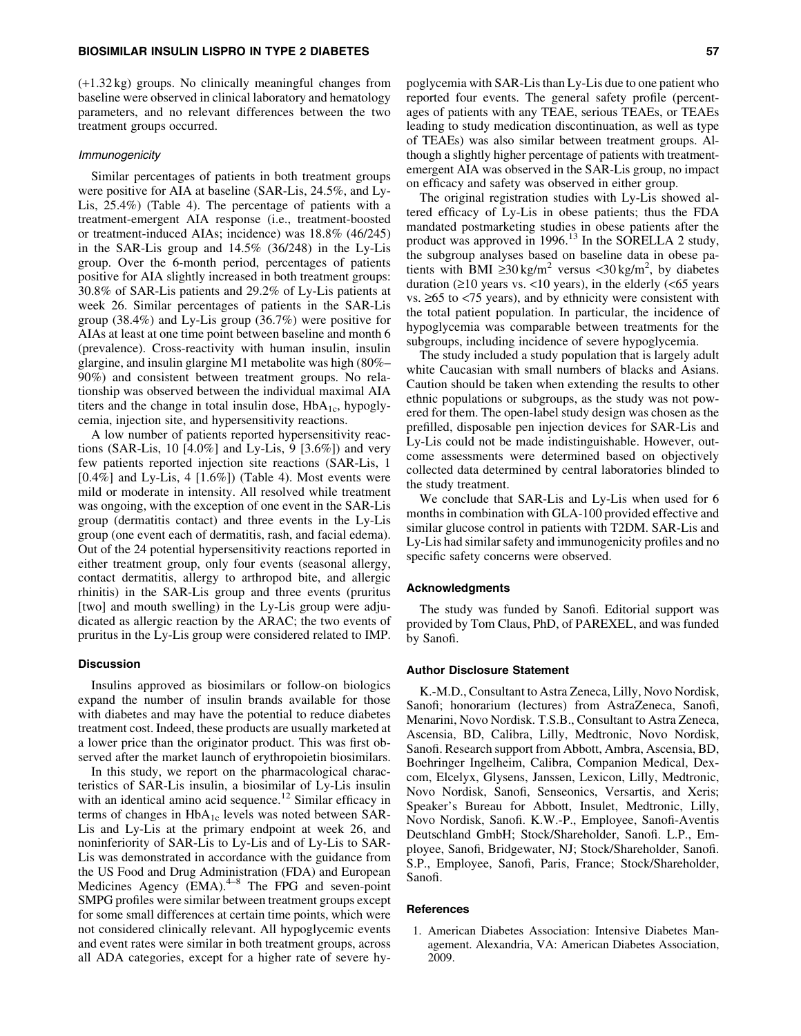(+1.32 kg) groups. No clinically meaningful changes from baseline were observed in clinical laboratory and hematology parameters, and no relevant differences between the two treatment groups occurred.

#### *Immunogenicity*

Similar percentages of patients in both treatment groups were positive for AIA at baseline (SAR-Lis, 24.5%, and Ly-Lis, 25.4%) (Table 4). The percentage of patients with a treatment-emergent AIA response (i.e., treatment-boosted or treatment-induced AIAs; incidence) was 18.8% (46/245) in the SAR-Lis group and 14.5% (36/248) in the Ly-Lis group. Over the 6-month period, percentages of patients positive for AIA slightly increased in both treatment groups: 30.8% of SAR-Lis patients and 29.2% of Ly-Lis patients at week 26. Similar percentages of patients in the SAR-Lis group (38.4%) and Ly-Lis group (36.7%) were positive for AIAs at least at one time point between baseline and month 6 (prevalence). Cross-reactivity with human insulin, insulin glargine, and insulin glargine M1 metabolite was high (80%–90%) and consistent between treatment groups. No relationship was observed between the individual maximal AIA titers and the change in total insulin dose, $HbA_{1c}$, hypoglycemia, injection site, and hypersensitivity reactions.

A low number of patients reported hypersensitivity reactions (SAR-Lis, 10 [4.0%] and Ly-Lis, 9 [3.6%]) and very few patients reported injection site reactions (SAR-Lis, 1 [0.4%] and Ly-Lis, 4 [1.6%]) (Table 4). Most events were mild or moderate in intensity. All resolved while treatment was ongoing, with the exception of one event in the SAR-Lis group (dermatitis contact) and three events in the Ly-Lis group (one event each of dermatitis, rash, and facial edema). Out of the 24 potential hypersensitivity reactions reported in either treatment group, only four events (seasonal allergy, contact dermatitis, allergy to arthropod bite, and allergic rhinitis) in the SAR-Lis group and three events (pruritus [two] and mouth swelling) in the Ly-Lis group were adjudicated as allergic reaction by the ARAC; the two events of pruritus in the Ly-Lis group were considered related to IMP.

### Discussion

Insulins approved as biosimilars or follow-on biologics expand the number of insulin brands available for those with diabetes and may have the potential to reduce diabetes treatment cost. Indeed, these products are usually marketed at a lower price than the originator product. This was first observed after the market launch of erythropoietin biosimilars.

In this study, we report on the pharmacological characteristics of SAR-Lis insulin, a biosimilar of Ly-Lis insulin with an identical amino acid sequence.[12] Similar efficacy in terms of changes in $HbA_{1c}$ levels was noted between SAR-Lis and Ly-Lis at the primary endpoint at week 26, and noninferiority of SAR-Lis to Ly-Lis and of Ly-Lis to SAR-Lis was demonstrated in accordance with the guidance from the US Food and Drug Administration (FDA) and European Medicines Agency (EMA).[4–8] The FPG and seven-point SMPG profiles were similar between treatment groups except for some small differences at certain time points, which were not considered clinically relevant. All hypoglycemic events and event rates were similar in both treatment groups, across all ADA categories, except for a higher rate of severe hypoglycemia with SAR-Lis than Ly-Lis due to one patient who reported four events. The general safety profile (percentages of patients with any TEAE, serious TEAEs, or TEAEs leading to study medication discontinuation, as well as type of TEAEs) was also similar between treatment groups. Although a slightly higher percentage of patients with treatment-emergent AIA was observed in the SAR-Lis group, no impact on efficacy and safety was observed in either group.

The original registration studies with Ly-Lis showed altered efficacy of Ly-Lis in obese patients; thus the FDA mandated postmarketing studies in obese patients after the product was approved in 1996.[13] In the SORELLA 2 study, the subgroup analyses based on baseline data in obese patients with BMI $\geq$30 kg/m$^2$ versus <30 kg/m$^2$, by diabetes duration ($\geq$10 years vs. <10 years), in the elderly (<65 years vs. $\geq$65 to <75 years), and by ethnicity were consistent with the total patient population. In particular, the incidence of hypoglycemia was comparable between treatments for the subgroups, including incidence of severe hypoglycemia.

The study included a study population that is largely adult white Caucasian with small numbers of blacks and Asians. Caution should be taken when extending the results to other ethnic populations or subgroups, as the study was not powered for them. The open-label study design was chosen as the prefilled, disposable pen injection devices for SAR-Lis and Ly-Lis could not be made indistinguishable. However, outcome assessments were determined based on objectively collected data determined by central laboratories blinded to the study treatment.

We conclude that SAR-Lis and Ly-Lis when used for 6 months in combination with GLA-100 provided effective and similar glucose control in patients with T2DM. SAR-Lis and Ly-Lis had similar safety and immunogenicity profiles and no specific safety concerns were observed.

### Acknowledgments

The study was funded by Sanofi. Editorial support was provided by Tom Claus, PhD, of PAREXEL, and was funded by Sanofi.

### Author Disclosure Statement

K.-M.D., Consultant to Astra Zeneca, Lilly, Novo Nordisk, Sanofi; honorarium (lectures) from AstraZeneca, Sanofi, Menarini, Novo Nordisk. T.S.B., Consultant to Astra Zeneca, Ascensia, BD, Calibra, Lilly, Medtronic, Novo Nordisk, Sanofi. Research support from Abbott, Ambra, Ascensia, BD, Boehringer Ingelheim, Calibra, Companion Medical, Dexcom, Elcelyx, Glysens, Janssen, Lexicon, Lilly, Medtronic, Novo Nordisk, Sanofi, Senseonics, Versartis, and Xeris; Speaker's Bureau for Abbott, Insulet, Medtronic, Lilly, Novo Nordisk, Sanofi. K.W.-P., Employee, Sanofi-Aventis Deutschland GmbH; Stock/Shareholder, Sanofi. L.P., Employee, Sanofi, Bridgewater, NJ; Stock/Shareholder, Sanofi. S.P., Employee, Sanofi, Paris, France; Stock/Shareholder, Sanofi.

### References

1. American Diabetes Association: Intensive Diabetes Management. Alexandria, VA: American Diabetes Association, 2009.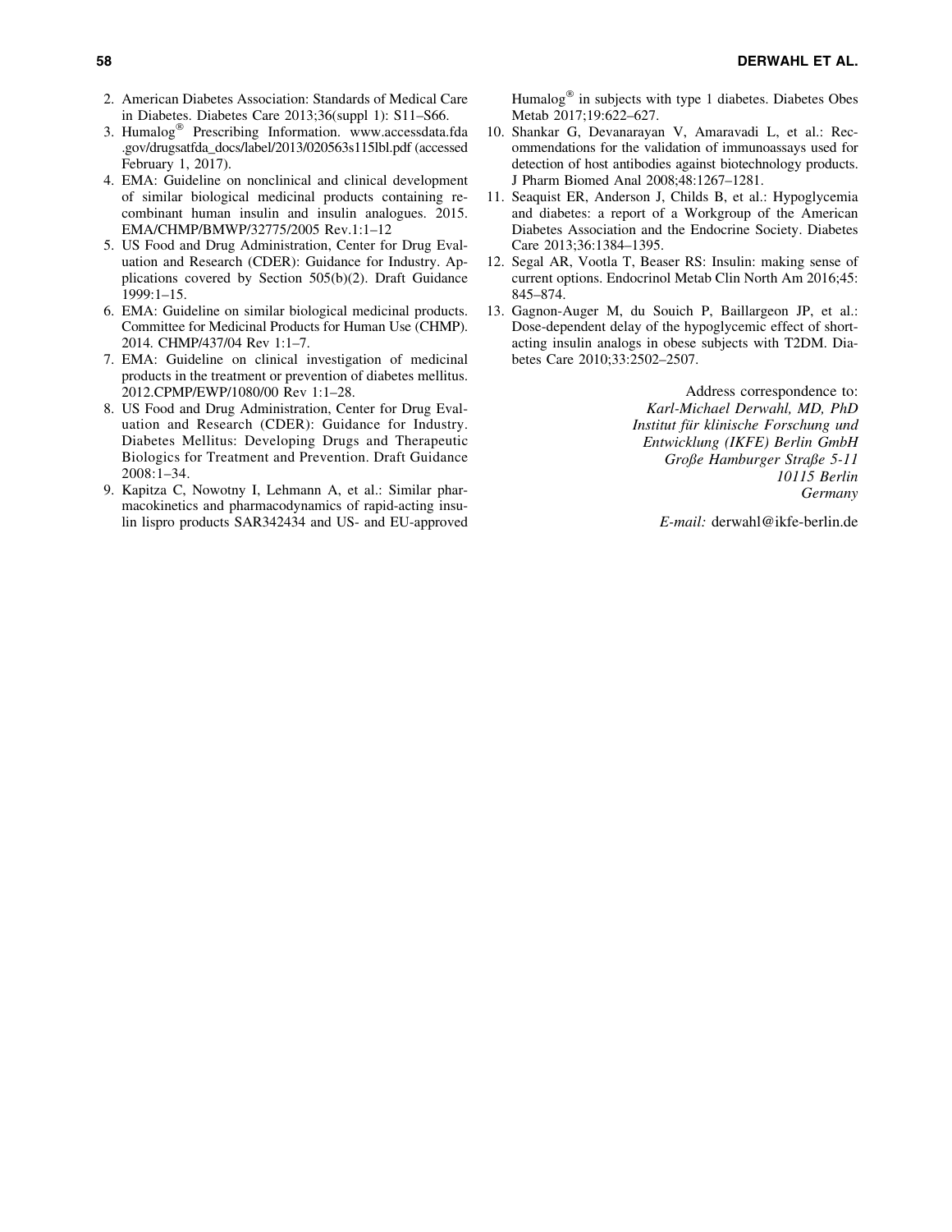2. American Diabetes Association: Standards of Medical Care in Diabetes. Diabetes Care 2013;36(suppl 1): S11–S66.
3. Humalog® Prescribing Information. www.accessdata.fda.gov/drugsatfda_docs/label/2013/020563s115lbl.pdf (accessed February 1, 2017).
4. EMA: Guideline on nonclinical and clinical development of similar biological medicinal products containing recombinant human insulin and insulin analogues. 2015. EMA/CHMP/BMWP/32775/2005 Rev.1:1–12
5. US Food and Drug Administration, Center for Drug Evaluation and Research (CDER): Guidance for Industry. Applications covered by Section 505(b)(2). Draft Guidance 1999:1–15.
6. EMA: Guideline on similar biological medicinal products. Committee for Medicinal Products for Human Use (CHMP). 2014. CHMP/437/04 Rev 1:1–7.
7. EMA: Guideline on clinical investigation of medicinal products in the treatment or prevention of diabetes mellitus. 2012.CPMP/EWP/1080/00 Rev 1:1–28.
8. US Food and Drug Administration, Center for Drug Evaluation and Research (CDER): Guidance for Industry. Diabetes Mellitus: Developing Drugs and Therapeutic Biologics for Treatment and Prevention. Draft Guidance 2008:1–34.
9. Kapitza C, Nowotny I, Lehmann A, et al.: Similar pharmacokinetics and pharmacodynamics of rapid-acting insulin lispro products SAR342434 and US- and EU-approved Humalog® in subjects with type 1 diabetes. Diabetes Obes Metab 2017;19:622–627.
10. Shankar G, Devanarayan V, Amaravadi L, et al.: Recommendations for the validation of immunoassays used for detection of host antibodies against biotechnology products. J Pharm Biomed Anal 2008;48:1267–1281.
11. Seaquist ER, Anderson J, Childs B, et al.: Hypoglycemia and diabetes: a report of a Workgroup of the American Diabetes Association and the Endocrine Society. Diabetes Care 2013;36:1384–1395.
12. Segal AR, Vootla T, Beaser RS: Insulin: making sense of current options. Endocrinol Metab Clin North Am 2016;45: 845–874.
13. Gagnon-Auger M, du Souich P, Baillargeon JP, et al.: Dose-dependent delay of the hypoglycemic effect of short-acting insulin analogs in obese subjects with T2DM. Diabetes Care 2010;33:2502–2507.

Address correspondence to:
*Karl-Michael Derwahl, MD, PhD*
*Institut für klinische Forschung und Entwicklung (IKFE) Berlin GmbH*
*Große Hamburger Straße 5-11*
*10115 Berlin*
*Germany*

*E-mail:* derwahl@ikfe-berlin.de